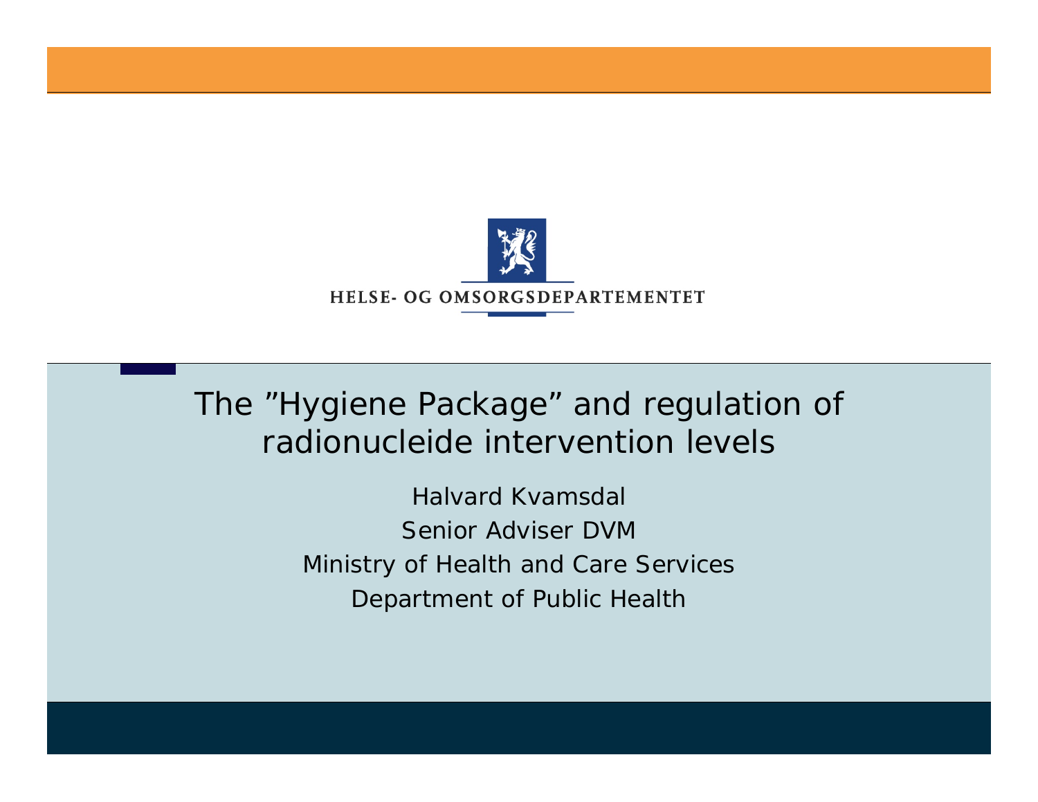HELSE- OG OMSORGSDEPARTEMENTET

# The ”Hygiene Package” and regulation of radionucleide intervention levels

Halvard Kvamsdal

Senior Adviser DVM

Ministry of Health and Care Services

Department of Public Health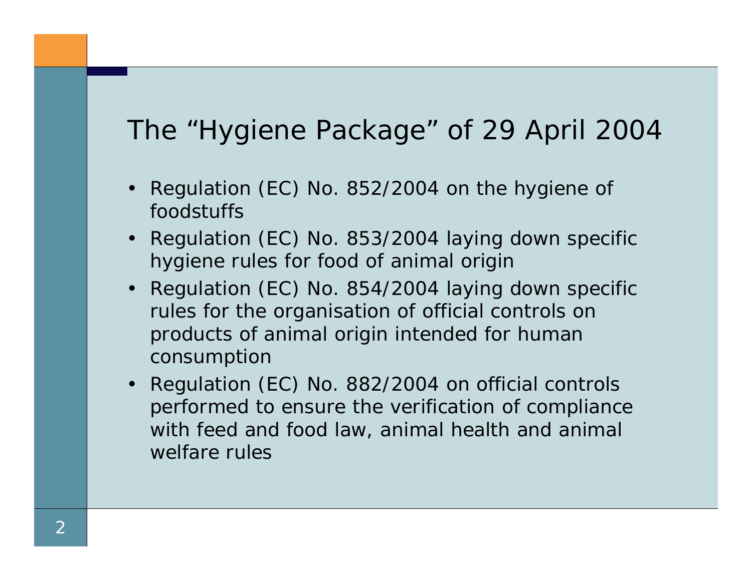# The "Hygiene Package" of 29 April 2004

- Regulation (EC) No. 852/2004 on the hygiene of foodstuffs
- Regulation (EC) No. 853/2004 laying down specific hygiene rules for food of animal origin
- Regulation (EC) No. 854/2004 laying down specific rules for the organisation of official controls on products of animal origin intended for human consumption
- Regulation (EC) No. 882/2004 on official controls performed to ensure the verification of compliance with feed and food law, animal health and animal welfare rules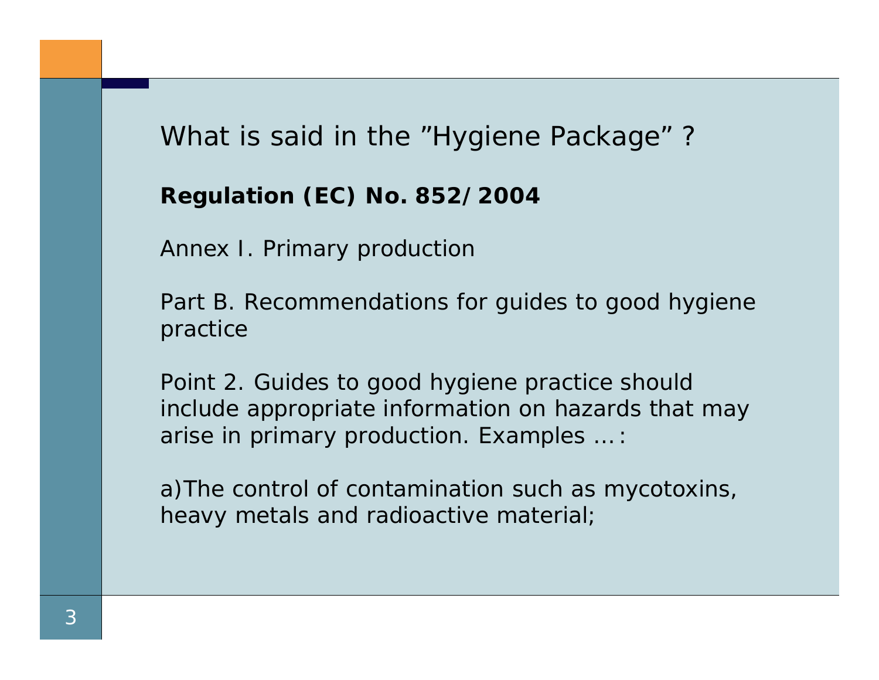# What is said in the ”Hygiene Package” ?

**Regulation (EC) No. 852/2004**

Annex I. Primary production

Part B. Recommendations for guides to good hygiene practice

Point 2. Guides to good hygiene practice should include appropriate information on hazards that may arise in primary production. Examples …:

a)The control of contamination such as mycotoxins, heavy metals and radioactive material;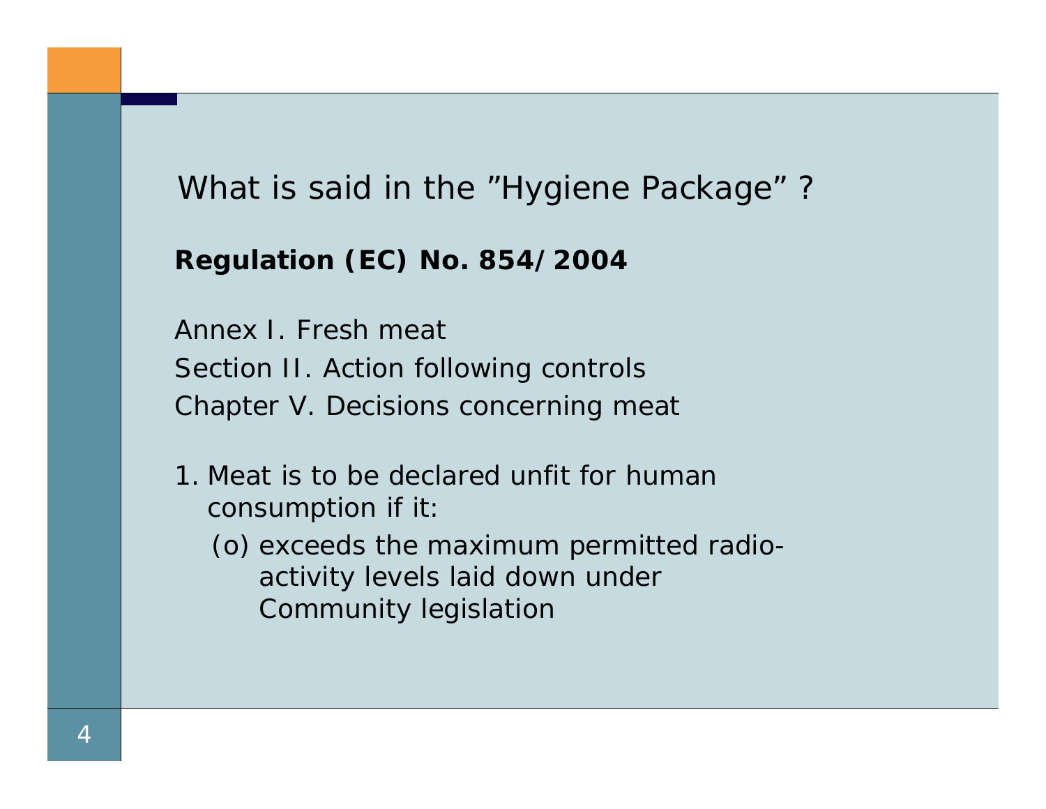# What is said in the ”Hygiene Package” ?

**Regulation (EC) No. 854/2004**

Annex I. Fresh meat
Section II. Action following controls
Chapter V. Decisions concerning meat

1. Meat is to be declared unfit for human consumption if it:
   (o) exceeds the maximum permitted radio-activity levels laid down under Community legislation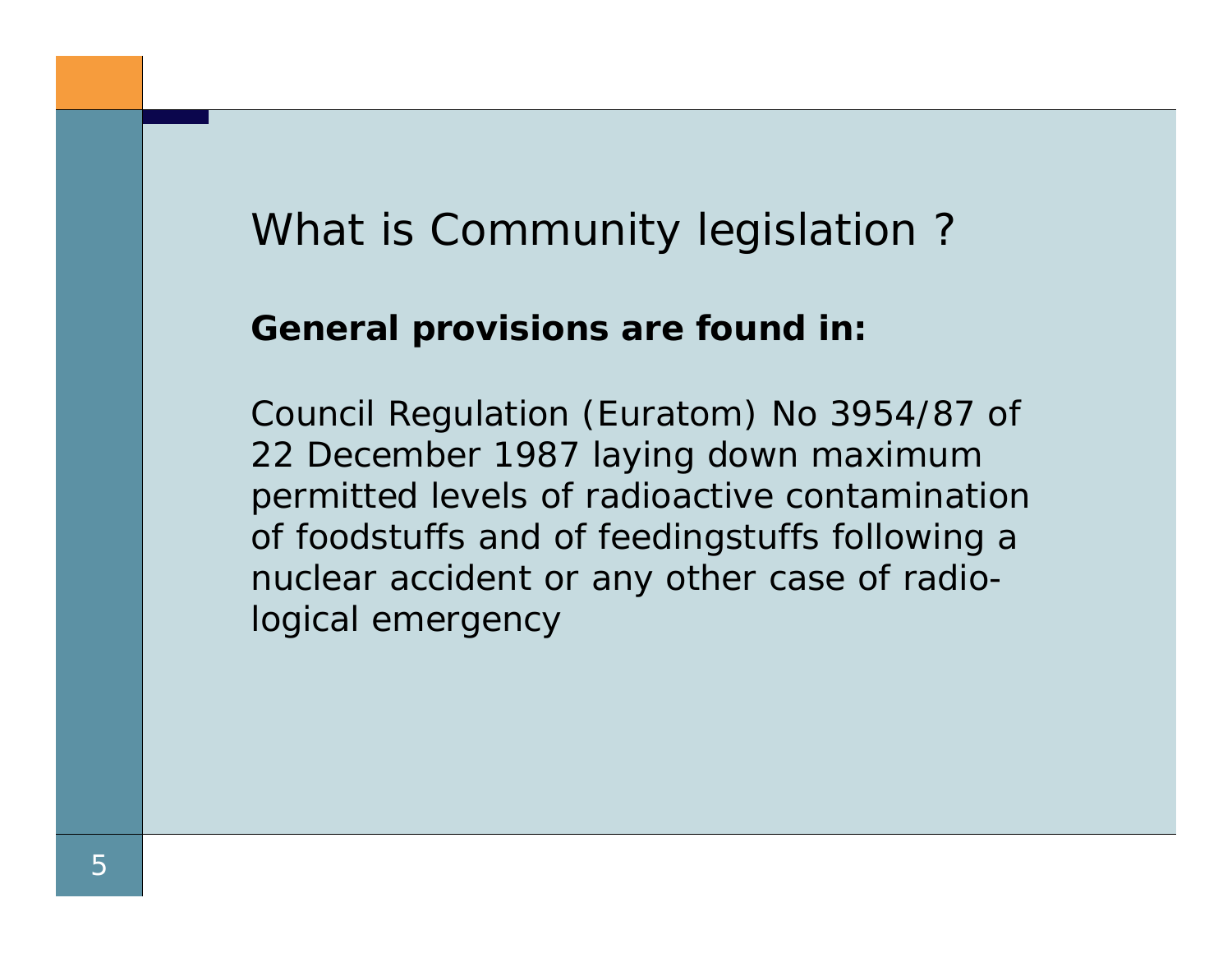# What is Community legislation ?

**General provisions are found in:**

Council Regulation (Euratom) No 3954/87 of 22 December 1987 laying down maximum permitted levels of radioactive contamination of foodstuffs and of feedingstuffs following a nuclear accident or any other case of radio-logical emergency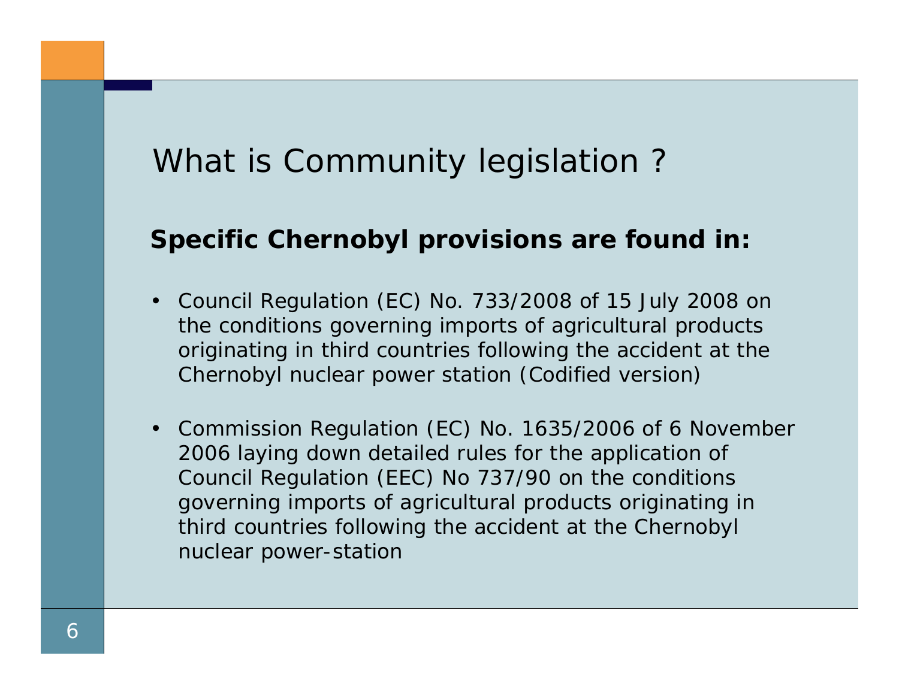# What is Community legislation ?

**Specific Chernobyl provisions are found in:**

- Council Regulation (EC) No. 733/2008 of 15 July 2008 on the conditions governing imports of agricultural products originating in third countries following the accident at the Chernobyl nuclear power station (Codified version)
- Commission Regulation (EC) No. 1635/2006 of 6 November 2006 laying down detailed rules for the application of Council Regulation (EEC) No 737/90 on the conditions governing imports of agricultural products originating in third countries following the accident at the Chernobyl nuclear power-station